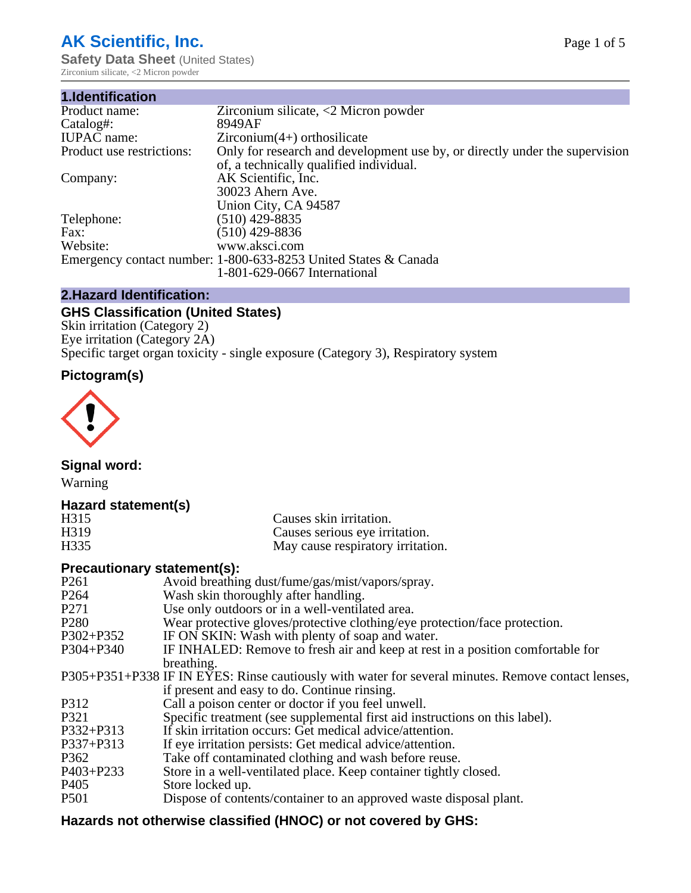# AK Scientific, Inc.

**Safety Data Sheet** (United States)

Zirconium silicate, <2 Micron powder

## 1.Identification

| | |
|---|---|
| Product name: | Zirconium silicate, <2 Micron powder |
| Catalog#: | 8949AF |
| IUPAC name: | Zirconium(4+) orthosilicate |
| Product use restrictions: | Only for research and development use by, or directly under the supervision of, a technically qualified individual. |
| Company: | AK Scientific, Inc.<br>30023 Ahern Ave.<br>Union City, CA 94587 |
| Telephone: | (510) 429-8835 |
| Fax: | (510) 429-8836 |
| Website: | www.aksci.com |
| Emergency contact number: | 1-800-633-8253 United States & Canada<br>1-801-629-0667 International |

## 2.Hazard Identification:

### GHS Classification (United States)

Skin irritation (Category 2)
Eye irritation (Category 2A)
Specific target organ toxicity - single exposure (Category 3), Respiratory system

### Pictogram(s)

### Signal word:

Warning

### Hazard statement(s)

| | |
|---|---|
| H315 | Causes skin irritation. |
| H319 | Causes serious eye irritation. |
| H335 | May cause respiratory irritation. |

### Precautionary statement(s):

| | |
|---|---|
| P261 | Avoid breathing dust/fume/gas/mist/vapors/spray. |
| P264 | Wash skin thoroughly after handling. |
| P271 | Use only outdoors or in a well-ventilated area. |
| P280 | Wear protective gloves/protective clothing/eye protection/face protection. |
| P302+P352 | IF ON SKIN: Wash with plenty of soap and water. |
| P304+P340 | IF INHALED: Remove to fresh air and keep at rest in a position comfortable for breathing. |
| P305+P351+P338 | IF IN EYES: Rinse cautiously with water for several minutes. Remove contact lenses, if present and easy to do. Continue rinsing. |
| P312 | Call a poison center or doctor if you feel unwell. |
| P321 | Specific treatment (see supplemental first aid instructions on this label). |
| P332+P313 | If skin irritation occurs: Get medical advice/attention. |
| P337+P313 | If eye irritation persists: Get medical advice/attention. |
| P362 | Take off contaminated clothing and wash before reuse. |
| P403+P233 | Store in a well-ventilated place. Keep container tightly closed. |
| P405 | Store locked up. |
| P501 | Dispose of contents/container to an approved waste disposal plant. |

### Hazards not otherwise classified (HNOC) or not covered by GHS: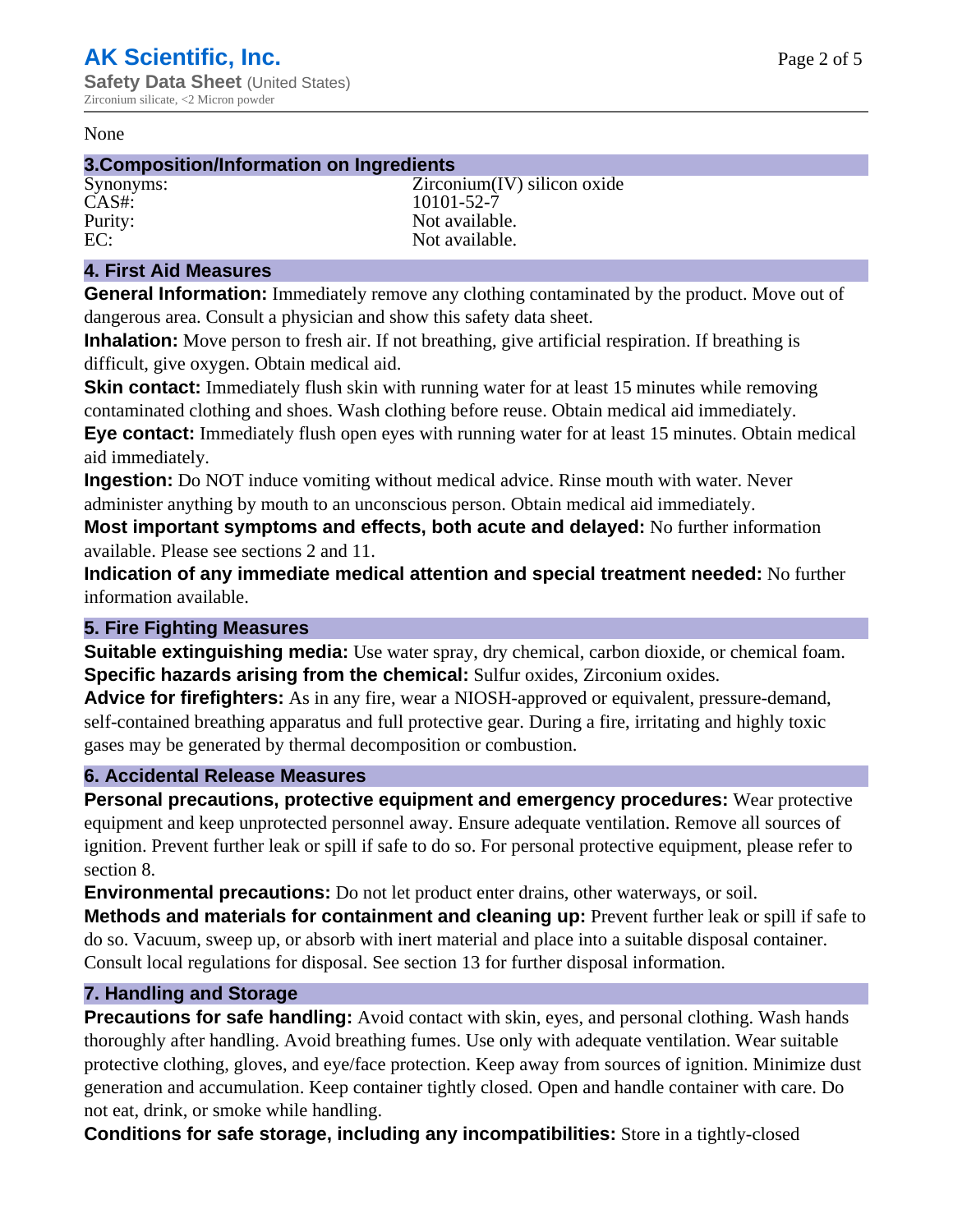None

## 3.Composition/Information on Ingredients

| | |
|---|---|
| Synonyms: | Zirconium(IV) silicon oxide |
| CAS#: | 10101-52-7 |
| Purity: | Not available. |
| EC: | Not available. |

## 4. First Aid Measures

**General Information:** Immediately remove any clothing contaminated by the product. Move out of dangerous area. Consult a physician and show this safety data sheet.

**Inhalation:** Move person to fresh air. If not breathing, give artificial respiration. If breathing is difficult, give oxygen. Obtain medical aid.

**Skin contact:** Immediately flush skin with running water for at least 15 minutes while removing contaminated clothing and shoes. Wash clothing before reuse. Obtain medical aid immediately.

**Eye contact:** Immediately flush open eyes with running water for at least 15 minutes. Obtain medical aid immediately.

**Ingestion:** Do NOT induce vomiting without medical advice. Rinse mouth with water. Never administer anything by mouth to an unconscious person. Obtain medical aid immediately.

**Most important symptoms and effects, both acute and delayed:** No further information available. Please see sections 2 and 11.

**Indication of any immediate medical attention and special treatment needed:** No further information available.

## 5. Fire Fighting Measures

**Suitable extinguishing media:** Use water spray, dry chemical, carbon dioxide, or chemical foam.

**Specific hazards arising from the chemical:** Sulfur oxides, Zirconium oxides.

**Advice for firefighters:** As in any fire, wear a NIOSH-approved or equivalent, pressure-demand, self-contained breathing apparatus and full protective gear. During a fire, irritating and highly toxic gases may be generated by thermal decomposition or combustion.

## 6. Accidental Release Measures

**Personal precautions, protective equipment and emergency procedures:** Wear protective equipment and keep unprotected personnel away. Ensure adequate ventilation. Remove all sources of ignition. Prevent further leak or spill if safe to do so. For personal protective equipment, please refer to section 8.

**Environmental precautions:** Do not let product enter drains, other waterways, or soil.

**Methods and materials for containment and cleaning up:** Prevent further leak or spill if safe to do so. Vacuum, sweep up, or absorb with inert material and place into a suitable disposal container. Consult local regulations for disposal. See section 13 for further disposal information.

## 7. Handling and Storage

**Precautions for safe handling:** Avoid contact with skin, eyes, and personal clothing. Wash hands thoroughly after handling. Avoid breathing fumes. Use only with adequate ventilation. Wear suitable protective clothing, gloves, and eye/face protection. Keep away from sources of ignition. Minimize dust generation and accumulation. Keep container tightly closed. Open and handle container with care. Do not eat, drink, or smoke while handling.

**Conditions for safe storage, including any incompatibilities:** Store in a tightly-closed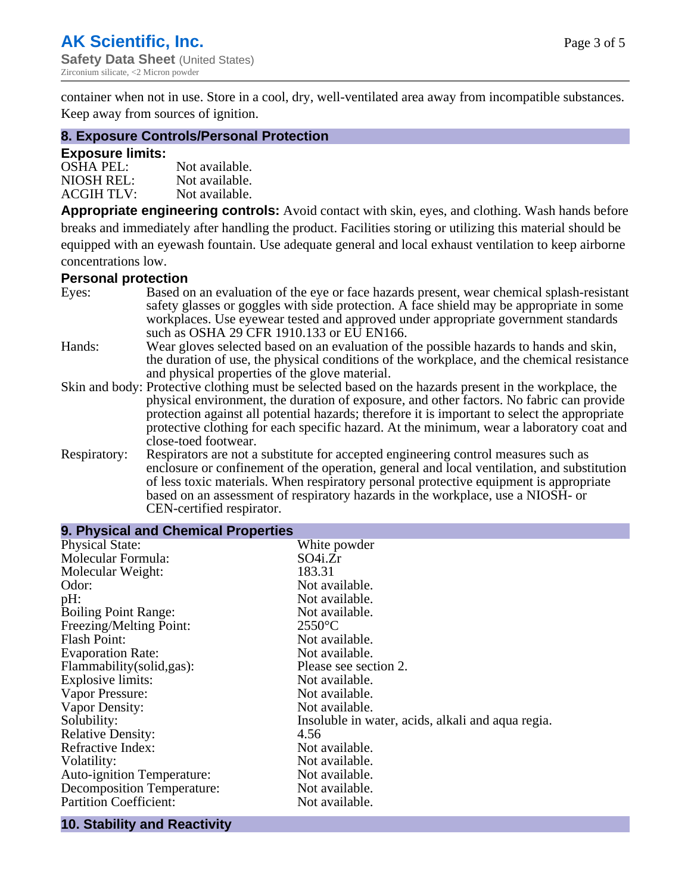container when not in use. Store in a cool, dry, well-ventilated area away from incompatible substances. Keep away from sources of ignition.

## 8. Exposure Controls/Personal Protection

### Exposure limits:

| | |
|---|---|
| OSHA PEL: | Not available. |
| NIOSH REL: | Not available. |
| ACGIH TLV: | Not available. |

**Appropriate engineering controls:** Avoid contact with skin, eyes, and clothing. Wash hands before breaks and immediately after handling the product. Facilities storing or utilizing this material should be equipped with an eyewash fountain. Use adequate general and local exhaust ventilation to keep airborne concentrations low.

### Personal protection

| | |
|---|---|
| Eyes: | Based on an evaluation of the eye or face hazards present, wear chemical splash-resistant safety glasses or goggles with side protection. A face shield may be appropriate in some workplaces. Use eyewear tested and approved under appropriate government standards such as OSHA 29 CFR 1910.133 or EU EN166. |
| Hands: | Wear gloves selected based on an evaluation of the possible hazards to hands and skin, the duration of use, the physical conditions of the workplace, and the chemical resistance and physical properties of the glove material. |
| Skin and body: | Protective clothing must be selected based on the hazards present in the workplace, the physical environment, the duration of exposure, and other factors. No fabric can provide protection against all potential hazards; therefore it is important to select the appropriate protective clothing for each specific hazard. At the minimum, wear a laboratory coat and close-toed footwear. |
| Respiratory: | Respirators are not a substitute for accepted engineering control measures such as enclosure or confinement of the operation, general and local ventilation, and substitution of less toxic materials. When respiratory personal protective equipment is appropriate based on an assessment of respiratory hazards in the workplace, use a NIOSH- or CEN-certified respirator. |

## 9. Physical and Chemical Properties

| | |
|---|---|
| Physical State: | White powder |
| Molecular Formula: | SO4i.Zr |
| Molecular Weight: | 183.31 |
| Odor: | Not available. |
| pH: | Not available. |
| Boiling Point Range: | Not available. |
| Freezing/Melting Point: | 2550°C |
| Flash Point: | Not available. |
| Evaporation Rate: | Not available. |
| Flammability(solid,gas): | Please see section 2. |
| Explosive limits: | Not available. |
| Vapor Pressure: | Not available. |
| Vapor Density: | Not available. |
| Solubility: | Insoluble in water, acids, alkali and aqua regia. |
| Relative Density: | 4.56 |
| Refractive Index: | Not available. |
| Volatility: | Not available. |
| Auto-ignition Temperature: | Not available. |
| Decomposition Temperature: | Not available. |
| Partition Coefficient: | Not available. |

## 10. Stability and Reactivity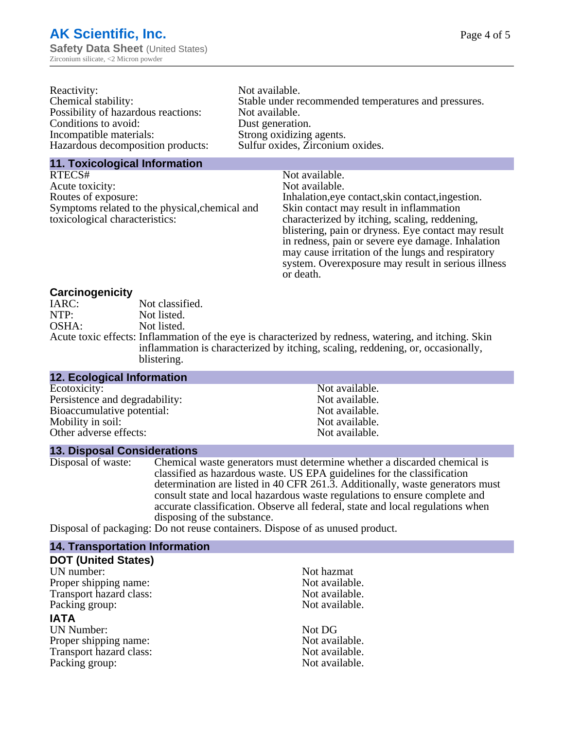| | |
|---|---|
| Reactivity: | Not available. |
| Chemical stability: | Stable under recommended temperatures and pressures. |
| Possibility of hazardous reactions: | Not available. |
| Conditions to avoid: | Dust generation. |
| Incompatible materials: | Strong oxidizing agents. |
| Hazardous decomposition products: | Sulfur oxides, Zirconium oxides. |

## 11. Toxicological Information

| | |
|---|---|
| RTECS# | Not available. |
| Acute toxicity: | Not available. |
| Routes of exposure: | Inhalation,eye contact,skin contact,ingestion. |
| Symptoms related to the physical,chemical and toxicological characteristics: | Skin contact may result in inflammation characterized by itching, scaling, reddening, blistering, pain or dryness. Eye contact may result in redness, pain or severe eye damage. Inhalation may cause irritation of the lungs and respiratory system. Overexposure may result in serious illness or death. |

### Carcinogenicity

| | |
|---|---|
| IARC: | Not classified. |
| NTP: | Not listed. |
| OSHA: | Not listed. |
| Acute toxic effects: | Inflammation of the eye is characterized by redness, watering, and itching. Skin inflammation is characterized by itching, scaling, reddening, or, occasionally, blistering. |

## 12. Ecological Information

| | |
|---|---|
| Ecotoxicity: | Not available. |
| Persistence and degradability: | Not available. |
| Bioaccumulative potential: | Not available. |
| Mobility in soil: | Not available. |
| Other adverse effects: | Not available. |

## 13. Disposal Considerations

| | |
|---|---|
| Disposal of waste: | Chemical waste generators must determine whether a discarded chemical is classified as hazardous waste. US EPA guidelines for the classification determination are listed in 40 CFR 261.3. Additionally, waste generators must consult state and local hazardous waste regulations to ensure complete and accurate classification. Observe all federal, state and local regulations when disposing of the substance. |
| Disposal of packaging: | Do not reuse containers. Dispose of as unused product. |

## 14. Transportation Information

### DOT (United States)

| | |
|---|---|
| UN number: | Not hazmat |
| Proper shipping name: | Not available. |
| Transport hazard class: | Not available. |
| Packing group: | Not available. |

### IATA

| | |
|---|---|
| UN Number: | Not DG |
| Proper shipping name: | Not available. |
| Transport hazard class: | Not available. |
| Packing group: | Not available. |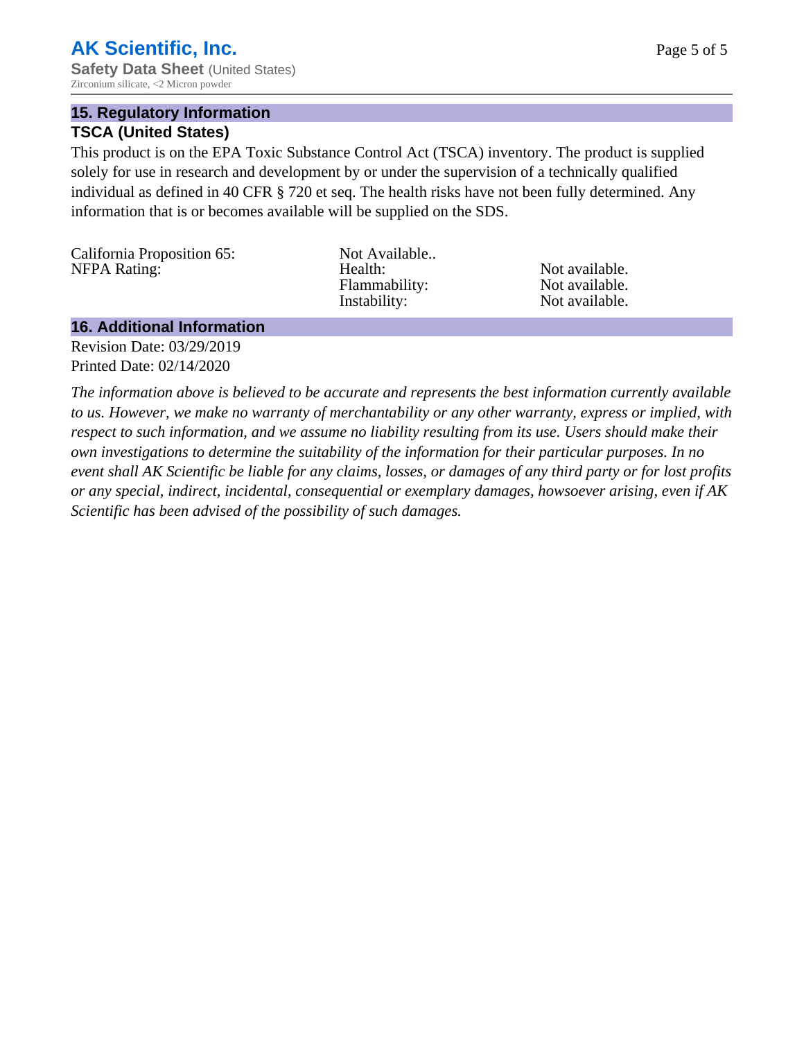## 15. Regulatory Information

### TSCA (United States)

This product is on the EPA Toxic Substance Control Act (TSCA) inventory. The product is supplied solely for use in research and development by or under the supervision of a technically qualified individual as defined in 40 CFR § 720 et seq. The health risks have not been fully determined. Any information that is or becomes available will be supplied on the SDS.

| | | |
|---|---|---|
| California Proposition 65: | Not Available.. | |
| NFPA Rating: | Health: | Not available. |
| | Flammability: | Not available. |
| | Instability: | Not available. |

## 16. Additional Information

Revision Date: 03/29/2019
Printed Date: 02/14/2020

*The information above is believed to be accurate and represents the best information currently available to us. However, we make no warranty of merchantability or any other warranty, express or implied, with respect to such information, and we assume no liability resulting from its use. Users should make their own investigations to determine the suitability of the information for their particular purposes. In no event shall AK Scientific be liable for any claims, losses, or damages of any third party or for lost profits or any special, indirect, incidental, consequential or exemplary damages, howsoever arising, even if AK Scientific has been advised of the possibility of such damages.*